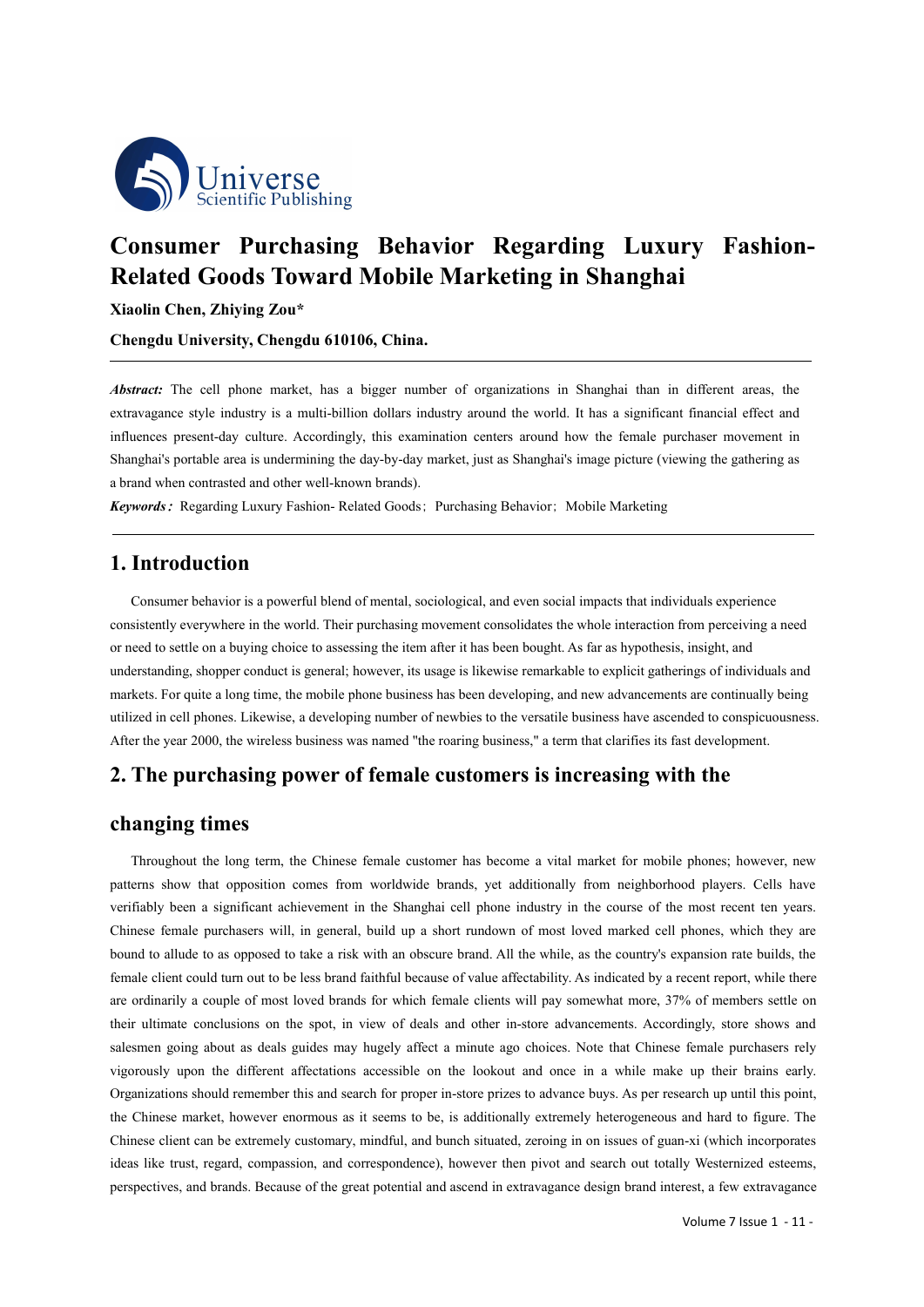// Consumer Purchasing Behavior Regarding Luxury Fashion-Related Goods Toward Mobile Marketing in Shanghai

# Consumer Purchasing Behavior Regarding Luxury Fashion-Related Goods Toward Mobile Marketing in Shanghai

**Xiaolin Chen, Zhiying Zou***

**Chengdu University, Chengdu 610106, China.**

***Abstract:*** The cell phone market, has a bigger number of organizations in Shanghai than in different areas, the extravagance style industry is a multi-billion dollars industry around the world. It has a significant financial effect and influences present-day culture. Accordingly, this examination centers around how the female purchaser movement in Shanghai's portable area is undermining the day-by-day market, just as Shanghai's image picture (viewing the gathering as a brand when contrasted and other well-known brands).

***Keywords:*** Regarding Luxury Fashion- Related Goods; Purchasing Behavior; Mobile Marketing

## 1. Introduction

Consumer behavior is a powerful blend of mental, sociological, and even social impacts that individuals experience consistently everywhere in the world. Their purchasing movement consolidates the whole interaction from perceiving a need or need to settle on a buying choice to assessing the item after it has been bought. As far as hypothesis, insight, and understanding, shopper conduct is general; however, its usage is likewise remarkable to explicit gatherings of individuals and markets. For quite a long time, the mobile phone business has been developing, and new advancements are continually being utilized in cell phones. Likewise, a developing number of newbies to the versatile business have ascended to conspicuousness. After the year 2000, the wireless business was named "the roaring business," a term that clarifies its fast development.

## 2. The purchasing power of female customers is increasing with the changing times

Throughout the long term, the Chinese female customer has become a vital market for mobile phones; however, new patterns show that opposition comes from worldwide brands, yet additionally from neighborhood players. Cells have verifiably been a significant achievement in the Shanghai cell phone industry in the course of the most recent ten years. Chinese female purchasers will, in general, build up a short rundown of most loved marked cell phones, which they are bound to allude to as opposed to take a risk with an obscure brand. All the while, as the country's expansion rate builds, the female client could turn out to be less brand faithful because of value affectability. As indicated by a recent report, while there are ordinarily a couple of most loved brands for which female clients will pay somewhat more, 37% of members settle on their ultimate conclusions on the spot, in view of deals and other in-store advancements. Accordingly, store shows and salesmen going about as deals guides may hugely affect a minute ago choices. Note that Chinese female purchasers rely vigorously upon the different affectations accessible on the lookout and once in a while make up their brains early. Organizations should remember this and search for proper in-store prizes to advance buys. As per research up until this point, the Chinese market, however enormous as it seems to be, is additionally extremely heterogeneous and hard to figure. The Chinese client can be extremely customary, mindful, and bunch situated, zeroing in on issues of guan-xi (which incorporates ideas like trust, regard, compassion, and correspondence), however then pivot and search out totally Westernized esteems, perspectives, and brands. Because of the great potential and ascend in extravagance design brand interest, a few extravagance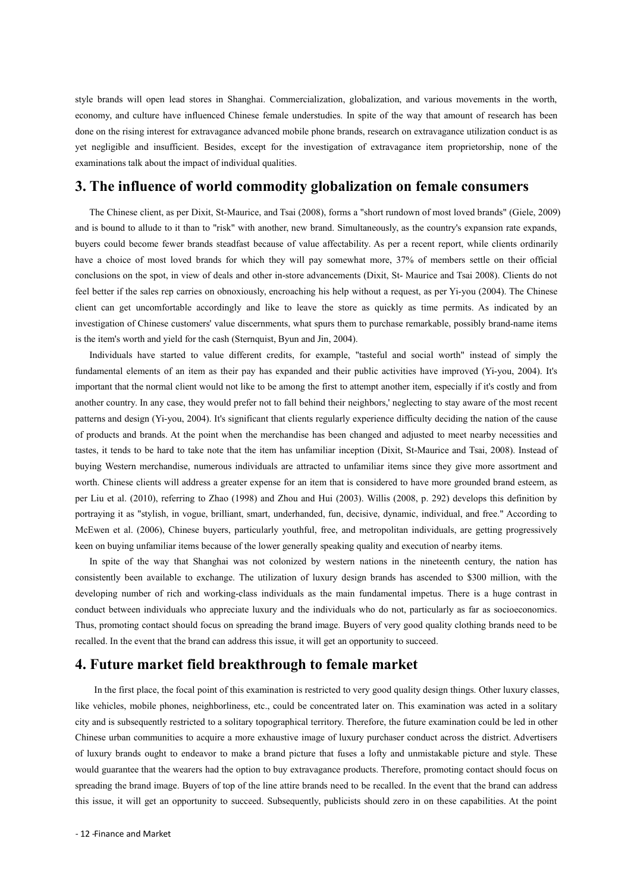style brands will open lead stores in Shanghai. Commercialization, globalization, and various movements in the worth, economy, and culture have influenced Chinese female understudies. In spite of the way that amount of research has been done on the rising interest for extravagance advanced mobile phone brands, research on extravagance utilization conduct is as yet negligible and insufficient. Besides, except for the investigation of extravagance item proprietorship, none of the examinations talk about the impact of individual qualities.

## 3. The influence of world commodity globalization on female consumers

The Chinese client, as per Dixit, St-Maurice, and Tsai (2008), forms a "short rundown of most loved brands" (Giele, 2009) and is bound to allude to it than to "risk" with another, new brand. Simultaneously, as the country's expansion rate expands, buyers could become fewer brands steadfast because of value affectability. As per a recent report, while clients ordinarily have a choice of most loved brands for which they will pay somewhat more, 37% of members settle on their official conclusions on the spot, in view of deals and other in-store advancements (Dixit, St- Maurice and Tsai 2008). Clients do not feel better if the sales rep carries on obnoxiously, encroaching his help without a request, as per Yi-you (2004). The Chinese client can get uncomfortable accordingly and like to leave the store as quickly as time permits. As indicated by an investigation of Chinese customers' value discernments, what spurs them to purchase remarkable, possibly brand-name items is the item's worth and yield for the cash (Sternquist, Byun and Jin, 2004).

Individuals have started to value different credits, for example, "tasteful and social worth" instead of simply the fundamental elements of an item as their pay has expanded and their public activities have improved (Yi-you, 2004). It's important that the normal client would not like to be among the first to attempt another item, especially if it's costly and from another country. In any case, they would prefer not to fall behind their neighbors,' neglecting to stay aware of the most recent patterns and design (Yi-you, 2004). It's significant that clients regularly experience difficulty deciding the nation of the cause of products and brands. At the point when the merchandise has been changed and adjusted to meet nearby necessities and tastes, it tends to be hard to take note that the item has unfamiliar inception (Dixit, St-Maurice and Tsai, 2008). Instead of buying Western merchandise, numerous individuals are attracted to unfamiliar items since they give more assortment and worth. Chinese clients will address a greater expense for an item that is considered to have more grounded brand esteem, as per Liu et al. (2010), referring to Zhao (1998) and Zhou and Hui (2003). Willis (2008, p. 292) develops this definition by portraying it as "stylish, in vogue, brilliant, smart, underhanded, fun, decisive, dynamic, individual, and free." According to McEwen et al. (2006), Chinese buyers, particularly youthful, free, and metropolitan individuals, are getting progressively keen on buying unfamiliar items because of the lower generally speaking quality and execution of nearby items.

In spite of the way that Shanghai was not colonized by western nations in the nineteenth century, the nation has consistently been available to exchange. The utilization of luxury design brands has ascended to $300 million, with the developing number of rich and working-class individuals as the main fundamental impetus. There is a huge contrast in conduct between individuals who appreciate luxury and the individuals who do not, particularly as far as socioeconomics. Thus, promoting contact should focus on spreading the brand image. Buyers of very good quality clothing brands need to be recalled. In the event that the brand can address this issue, it will get an opportunity to succeed.

## 4. Future market field breakthrough to female market

In the first place, the focal point of this examination is restricted to very good quality design things. Other luxury classes, like vehicles, mobile phones, neighborliness, etc., could be concentrated later on. This examination was acted in a solitary city and is subsequently restricted to a solitary topographical territory. Therefore, the future examination could be led in other Chinese urban communities to acquire a more exhaustive image of luxury purchaser conduct across the district. Advertisers of luxury brands ought to endeavor to make a brand picture that fuses a lofty and unmistakable picture and style. These would guarantee that the wearers had the option to buy extravagance products. Therefore, promoting contact should focus on spreading the brand image. Buyers of top of the line attire brands need to be recalled. In the event that the brand can address this issue, it will get an opportunity to succeed. Subsequently, publicists should zero in on these capabilities. At the point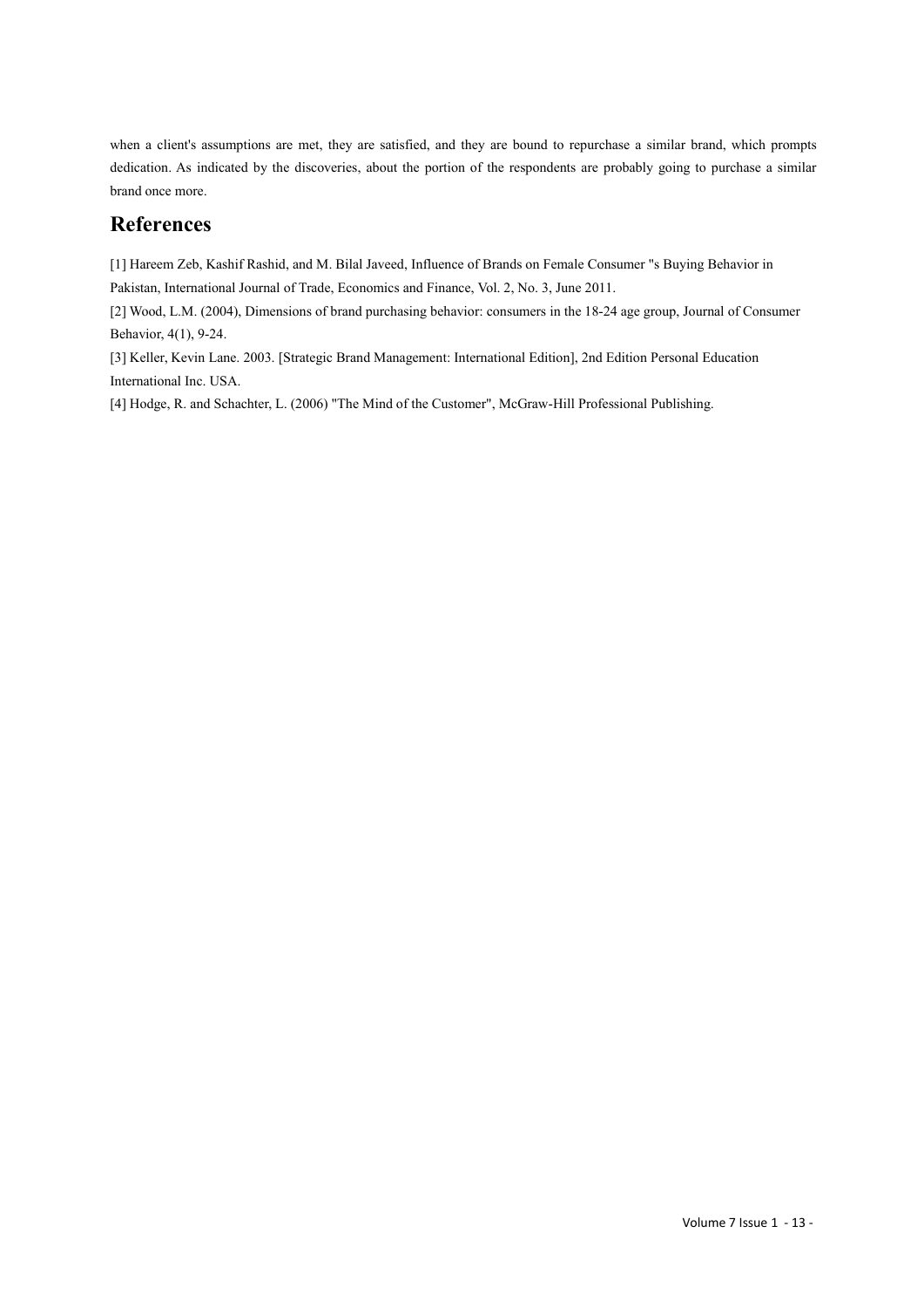when a client's assumptions are met, they are satisfied, and they are bound to repurchase a similar brand, which prompts dedication. As indicated by the discoveries, about the portion of the respondents are probably going to purchase a similar brand once more.

## References

[1] Hareem Zeb, Kashif Rashid, and M. Bilal Javeed, Influence of Brands on Female Consumer "s Buying Behavior in Pakistan, International Journal of Trade, Economics and Finance, Vol. 2, No. 3, June 2011.

[2] Wood, L.M. (2004), Dimensions of brand purchasing behavior: consumers in the 18-24 age group, Journal of Consumer Behavior, 4(1), 9-24.

[3] Keller, Kevin Lane. 2003. [Strategic Brand Management: International Edition], 2nd Edition Personal Education International Inc. USA.

[4] Hodge, R. and Schachter, L. (2006) "The Mind of the Customer", McGraw-Hill Professional Publishing.